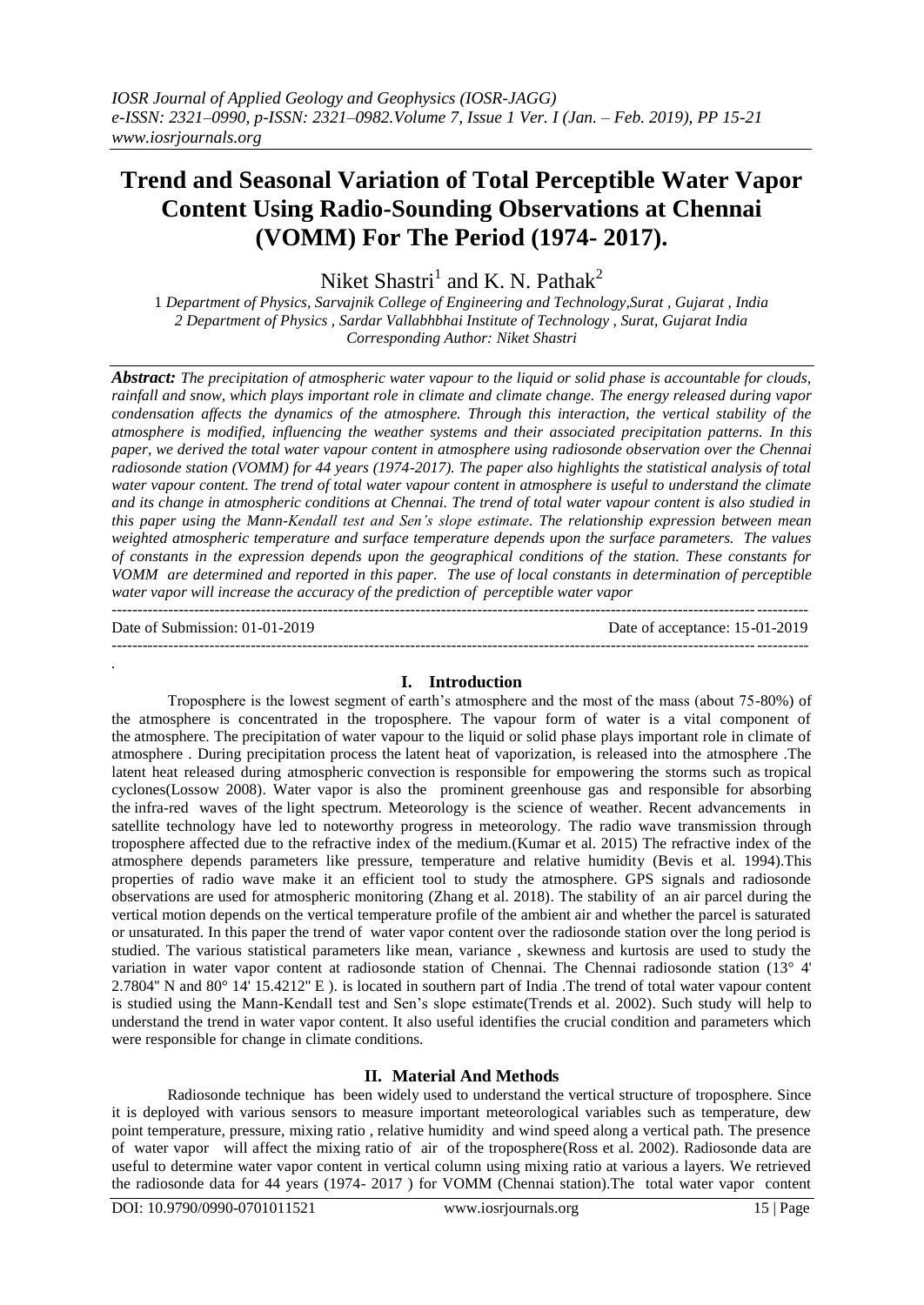# Trend and Seasonal Variation of Total Perceptible Water Vapor Content Using Radio-Sounding Observations at Chennai (VOMM) For The Period (1974- 2017).

Niket Shastri[1] and K. N. Pathak[2]

1 *Department of Physics, Sarvajnik College of Engineering and Technology,Surat , Gujarat , India*
2 *Department of Physics , Sardar Vallabhbhai Institute of Technology , Surat, Gujarat India*
*Corresponding Author: Niket Shastri*

***Abstract:*** *The precipitation of atmospheric water vapour to the liquid or solid phase is accountable for clouds, rainfall and snow, which plays important role in climate and climate change. The energy released during vapor condensation affects the dynamics of the atmosphere. Through this interaction, the vertical stability of the atmosphere is modified, influencing the weather systems and their associated precipitation patterns. In this paper, we derived the total water vapour content in atmosphere using radiosonde observation over the Chennai radiosonde station (VOMM) for 44 years (1974-2017). The paper also highlights the statistical analysis of total water vapour content. The trend of total water vapour content in atmosphere is useful to understand the climate and its change in atmospheric conditions at Chennai. The trend of total water vapour content is also studied in this paper using the Mann-Kendall test and Sen's slope estimate. The relationship expression between mean weighted atmospheric temperature and surface temperature depends upon the surface parameters. The values of constants in the expression depends upon the geographical conditions of the station. These constants for VOMM are determined and reported in this paper. The use of local constants in determination of perceptible water vapor will increase the accuracy of the prediction of perceptible water vapor*

Date of Submission: 01-01-2019 Date of acceptance: 15-01-2019

## I. Introduction

Troposphere is the lowest segment of earth's atmosphere and the most of the mass (about 75-80%) of the atmosphere is concentrated in the troposphere. The vapour form of water is a vital component of the atmosphere. The precipitation of water vapour to the liquid or solid phase plays important role in climate of atmosphere . During precipitation process the latent heat of vaporization, is released into the atmosphere .The latent heat released during atmospheric convection is responsible for empowering the storms such as tropical cyclones(Lossow 2008). Water vapor is also the prominent greenhouse gas and responsible for absorbing the infra-red waves of the light spectrum. Meteorology is the science of weather. Recent advancements in satellite technology have led to noteworthy progress in meteorology. The radio wave transmission through troposphere affected due to the refractive index of the medium.(Kumar et al. 2015) The refractive index of the atmosphere depends parameters like pressure, temperature and relative humidity (Bevis et al. 1994).This properties of radio wave make it an efficient tool to study the atmosphere. GPS signals and radiosonde observations are used for atmospheric monitoring (Zhang et al. 2018). The stability of an air parcel during the vertical motion depends on the vertical temperature profile of the ambient air and whether the parcel is saturated or unsaturated. In this paper the trend of water vapor content over the radiosonde station over the long period is studied. The various statistical parameters like mean, variance , skewness and kurtosis are used to study the variation in water vapor content at radiosonde station of Chennai. The Chennai radiosonde station (13° 4' 2.7804" N and 80° 14' 15.4212" E ). is located in southern part of India .The trend of total water vapour content is studied using the Mann-Kendall test and Sen's slope estimate(Trends et al. 2002). Such study will help to understand the trend in water vapor content. It also useful identifies the crucial condition and parameters which were responsible for change in climate conditions.

## II. Material And Methods

Radiosonde technique has been widely used to understand the vertical structure of troposphere. Since it is deployed with various sensors to measure important meteorological variables such as temperature, dew point temperature, pressure, mixing ratio , relative humidity and wind speed along a vertical path. The presence of water vapor will affect the mixing ratio of air of the troposphere(Ross et al. 2002). Radiosonde data are useful to determine water vapor content in vertical column using mixing ratio at various a layers. We retrieved the radiosonde data for 44 years (1974- 2017 ) for VOMM (Chennai station).The total water vapor content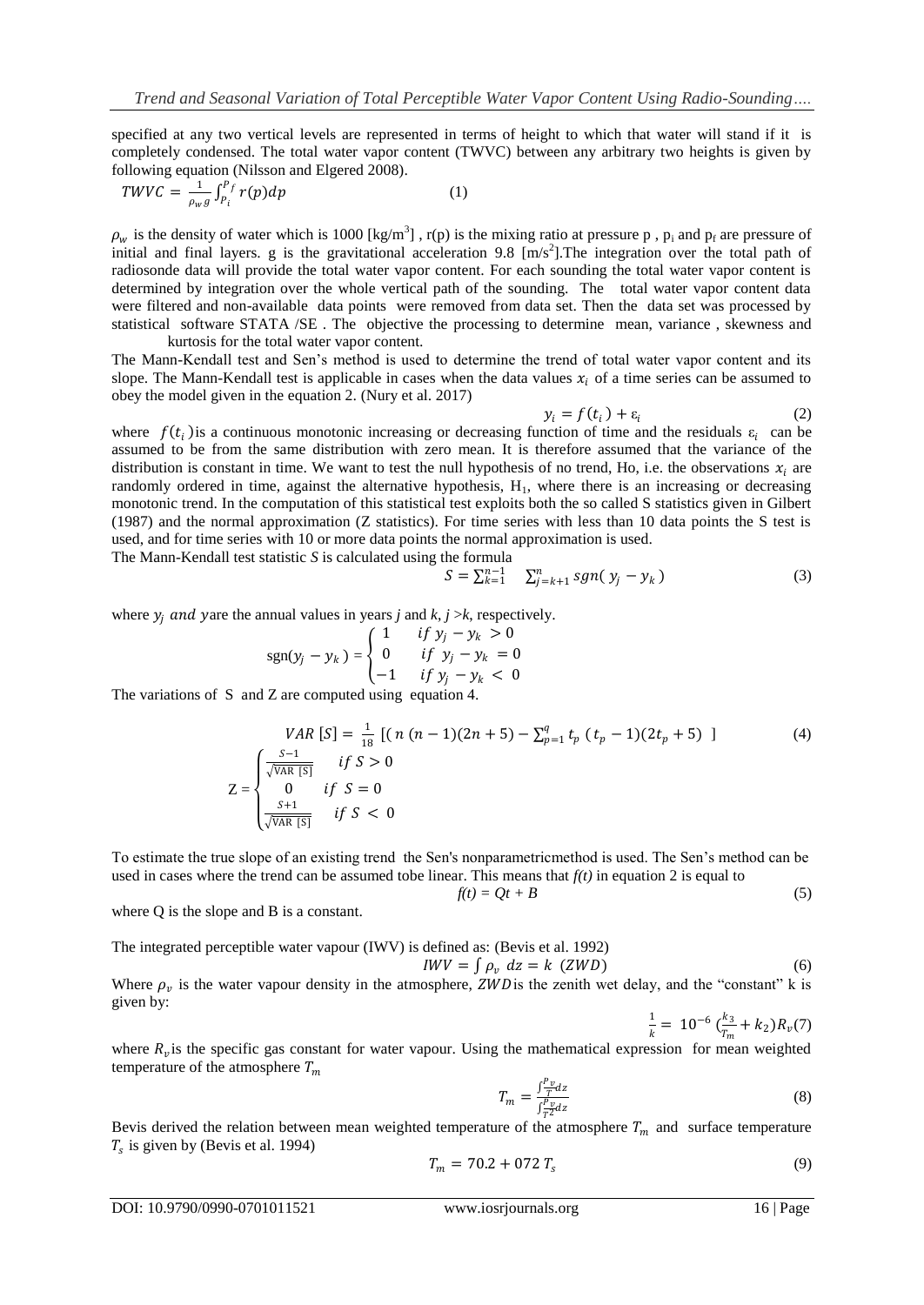specified at any two vertical levels are represented in terms of height to which that water will stand if it is completely condensed. The total water vapor content (TWVC) between any arbitrary two heights is given by following equation (Nilsson and Elgered 2008).

$$TWVC = \frac{1}{\rho_w g}\int_{P_i}^{P_f} r(p)dp \tag{1}$$

$\rho_w$ is the density of water which is 1000 [kg/m$^3$] , r(p) is the mixing ratio at pressure p , $p_i$ and $p_f$ are pressure of initial and final layers. g is the gravitational acceleration 9.8 [m/s$^2$].The integration over the total path of radiosonde data will provide the total water vapor content. For each sounding the total water vapor content is determined by integration over the whole vertical path of the sounding. The total water vapor content data were filtered and non-available data points were removed from data set. Then the data set was processed by statistical software STATA /SE . The objective the processing to determine mean, variance , skewness and kurtosis for the total water vapor content.

The Mann-Kendall test and Sen's method is used to determine the trend of total water vapor content and its slope. The Mann-Kendall test is applicable in cases when the data values $x_i$ of a time series can be assumed to obey the model given in the equation 2. (Nury et al. 2017)

$$y_i = f(t_i) + \varepsilon_i \tag{2}$$

where $f(t_i)$ is a continuous monotonic increasing or decreasing function of time and the residuals $\varepsilon_i$ can be assumed to be from the same distribution with zero mean. It is therefore assumed that the variance of the distribution is constant in time. We want to test the null hypothesis of no trend, Ho, i.e. the observations $x_i$ are randomly ordered in time, against the alternative hypothesis, $H_1$, where there is an increasing or decreasing monotonic trend. In the computation of this statistical test exploits both the so called S statistics given in Gilbert (1987) and the normal approximation (Z statistics). For time series with less than 10 data points the S test is used, and for time series with 10 or more data points the normal approximation is used.

The Mann-Kendall test statistic *S* is calculated using the formula

$$S = \sum_{k=1}^{n-1} \sum_{j=k+1}^{n} sgn(y_j - y_k) \tag{3}$$

where $y_j$ *and* $y$ are the annual values in years *j* and *k*, *j* >*k*, respectively.

$$\text{sgn}(y_j - y_k) = \begin{cases} 1 & if\ y_j - y_k > 0 \\ 0 & if\ y_j - y_k = 0 \\ -1 & if\ y_j - y_k < 0 \end{cases}$$

The variations of S and Z are computed using equation 4.

$$VAR\,[S] = \frac{1}{18}\left[(n\,(n-1)(2n+5) - \sum_{p=1}^{q} t_p\,(t_p - 1)(2t_p + 5)\right] \tag{4}$$

$$Z = \begin{cases} \frac{S-1}{\sqrt{\text{VAR [S]}}} & if\ S > 0 \\ 0 & if\ S = 0 \\ \frac{S+1}{\sqrt{\text{VAR [S]}}} & if\ S < 0 \end{cases}$$

To estimate the true slope of an existing trend the Sen's nonparametricmethod is used. The Sen's method can be used in cases where the trend can be assumed tobe linear. This means that *f(t)* in equation 2 is equal to

$$f(t) = Qt + B \tag{5}$$

where Q is the slope and B is a constant.

The integrated perceptible water vapour (IWV) is defined as: (Bevis et al. 1992)

$$IWV = \int \rho_v\ dz = k\ (ZWD) \tag{6}$$

Where $\rho_v$ is the water vapour density in the atmosphere, $ZWD$ is the zenith wet delay, and the "constant" k is given by:

$$\frac{1}{k} = 10^{-6}\left(\frac{k_3}{T_m} + k_2\right)R_v \tag{7}$$

where $R_v$ is the specific gas constant for water vapour. Using the mathematical expression for mean weighted temperature of the atmosphere $T_m$

$$T_m = \frac{\int \frac{P_v}{T} dz}{\int \frac{P_v}{T^2} dz} \tag{8}$$

Bevis derived the relation between mean weighted temperature of the atmosphere $T_m$ and surface temperature $T_s$ is given by (Bevis et al. 1994)

$$T_m = 70.2 + 072\ T_s \tag{9}$$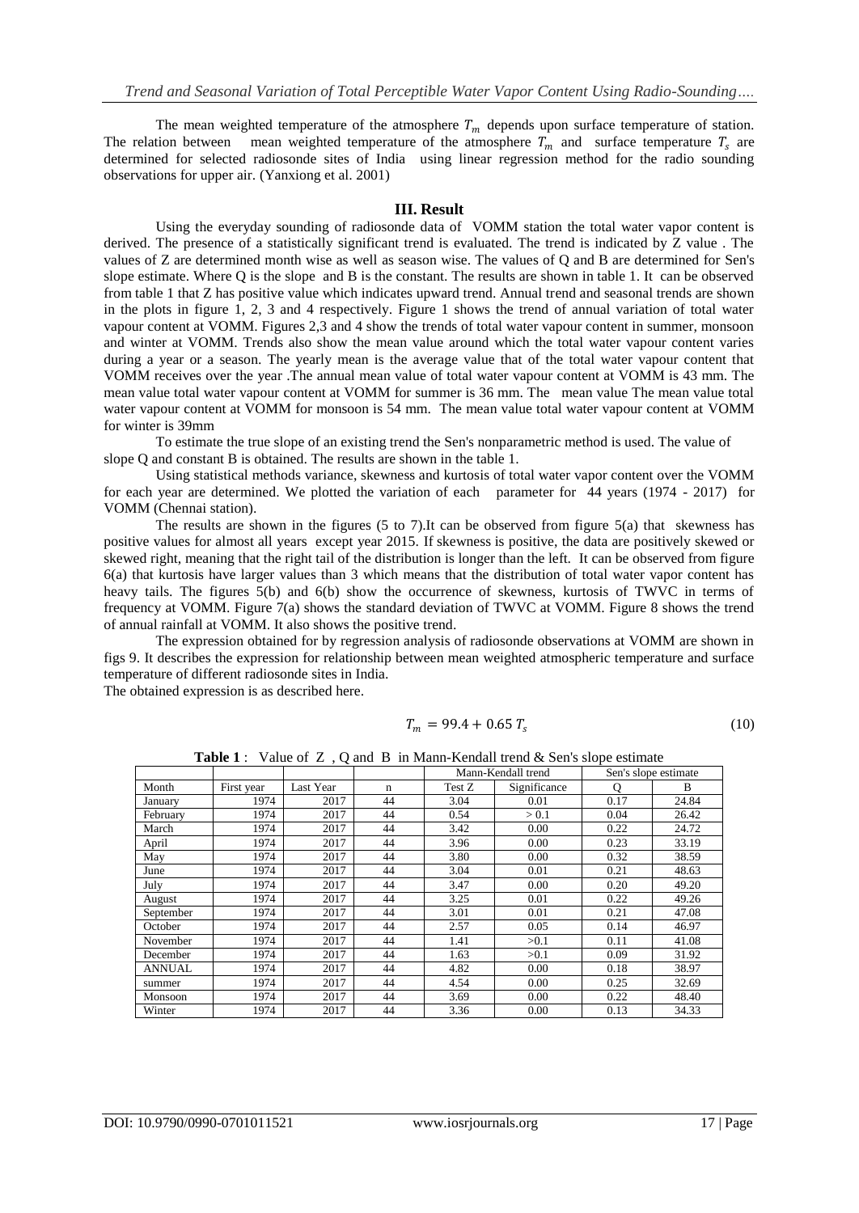The mean weighted temperature of the atmosphere $T_m$ depends upon surface temperature of station. The relation between mean weighted temperature of the atmosphere $T_m$ and surface temperature $T_s$ are determined for selected radiosonde sites of India using linear regression method for the radio sounding observations for upper air. (Yanxiong et al. 2001)

## III. Result

Using the everyday sounding of radiosonde data of VOMM station the total water vapor content is derived. The presence of a statistically significant trend is evaluated. The trend is indicated by Z value . The values of Z are determined month wise as well as season wise. The values of Q and B are determined for Sen's slope estimate. Where Q is the slope and B is the constant. The results are shown in table 1. It can be observed from table 1 that Z has positive value which indicates upward trend. Annual trend and seasonal trends are shown in the plots in figure 1, 2, 3 and 4 respectively. Figure 1 shows the trend of annual variation of total water vapour content at VOMM. Figures 2,3 and 4 show the trends of total water vapour content in summer, monsoon and winter at VOMM. Trends also show the mean value around which the total water vapour content varies during a year or a season. The yearly mean is the average value that of the total water vapour content that VOMM receives over the year .The annual mean value of total water vapour content at VOMM is 43 mm. The mean value total water vapour content at VOMM for summer is 36 mm. The mean value The mean value total water vapour content at VOMM for monsoon is 54 mm. The mean value total water vapour content at VOMM for winter is 39mm

To estimate the true slope of an existing trend the Sen's nonparametric method is used. The value of slope Q and constant B is obtained. The results are shown in the table 1.

Using statistical methods variance, skewness and kurtosis of total water vapor content over the VOMM for each year are determined. We plotted the variation of each parameter for 44 years (1974 - 2017) for VOMM (Chennai station).

The results are shown in the figures (5 to 7).It can be observed from figure 5(a) that skewness has positive values for almost all years except year 2015. If skewness is positive, the data are positively skewed or skewed right, meaning that the right tail of the distribution is longer than the left. It can be observed from figure 6(a) that kurtosis have larger values than 3 which means that the distribution of total water vapor content has heavy tails. The figures 5(b) and 6(b) show the occurrence of skewness, kurtosis of TWVC in terms of frequency at VOMM. Figure 7(a) shows the standard deviation of TWVC at VOMM. Figure 8 shows the trend of annual rainfall at VOMM. It also shows the positive trend.

The expression obtained for by regression analysis of radiosonde observations at VOMM are shown in figs 9. It describes the expression for relationship between mean weighted atmospheric temperature and surface temperature of different radiosonde sites in India.

The obtained expression is as described here.

$$T_m = 99.4 + 0.65\, T_s \tag{10}$$

**Table 1** : Value of Z , Q and B in Mann-Kendall trend & Sen's slope estimate

| | | | | Mann-Kendall trend | | Sen's slope estimate | |
|---|---|---|---|---|---|---|---|
| Month | First year | Last Year | n | Test Z | Significance | Q | B |
| January | 1974 | 2017 | 44 | 3.04 | 0.01 | 0.17 | 24.84 |
| February | 1974 | 2017 | 44 | 0.54 | > 0.1 | 0.04 | 26.42 |
| March | 1974 | 2017 | 44 | 3.42 | 0.00 | 0.22 | 24.72 |
| April | 1974 | 2017 | 44 | 3.96 | 0.00 | 0.23 | 33.19 |
| May | 1974 | 2017 | 44 | 3.80 | 0.00 | 0.32 | 38.59 |
| June | 1974 | 2017 | 44 | 3.04 | 0.01 | 0.21 | 48.63 |
| July | 1974 | 2017 | 44 | 3.47 | 0.00 | 0.20 | 49.20 |
| August | 1974 | 2017 | 44 | 3.25 | 0.01 | 0.22 | 49.26 |
| September | 1974 | 2017 | 44 | 3.01 | 0.01 | 0.21 | 47.08 |
| October | 1974 | 2017 | 44 | 2.57 | 0.05 | 0.14 | 46.97 |
| November | 1974 | 2017 | 44 | 1.41 | >0.1 | 0.11 | 41.08 |
| December | 1974 | 2017 | 44 | 1.63 | >0.1 | 0.09 | 31.92 |
| ANNUAL | 1974 | 2017 | 44 | 4.82 | 0.00 | 0.18 | 38.97 |
| summer | 1974 | 2017 | 44 | 4.54 | 0.00 | 0.25 | 32.69 |
| Monsoon | 1974 | 2017 | 44 | 3.69 | 0.00 | 0.22 | 48.40 |
| Winter | 1974 | 2017 | 44 | 3.36 | 0.00 | 0.13 | 34.33 |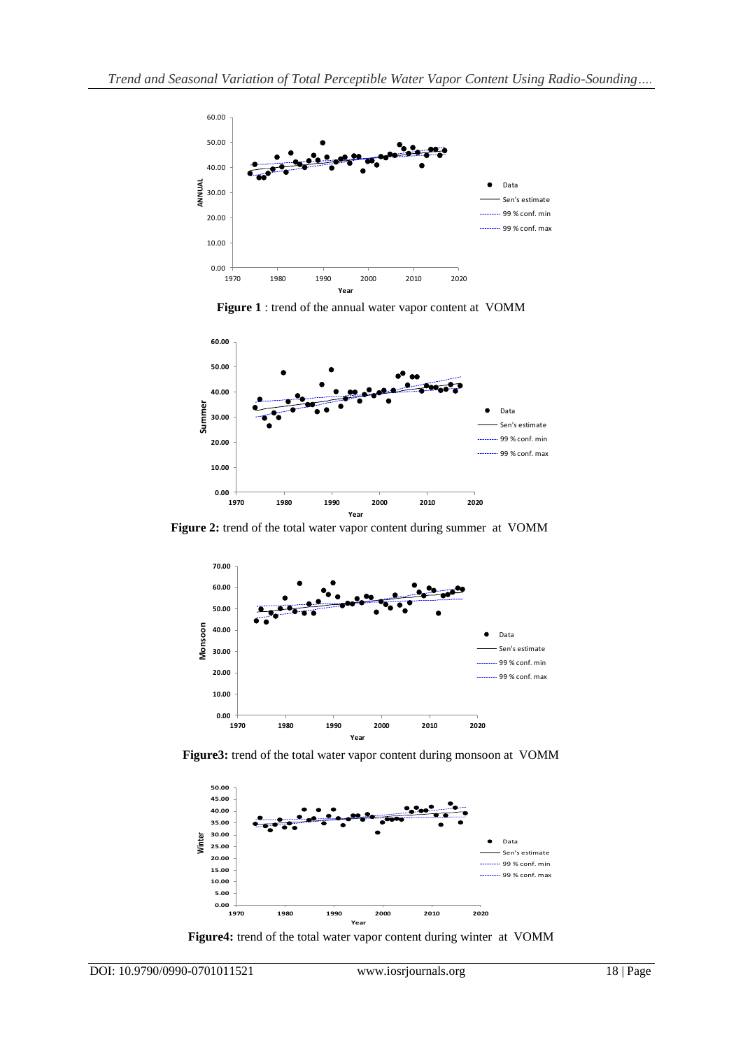**Figure 1** : trend of the annual water vapor content at VOMM

**Figure 2:** trend of the total water vapor content during summer at VOMM

**Figure3:** trend of the total water vapor content during monsoon at VOMM

**Figure4:** trend of the total water vapor content during winter at VOMM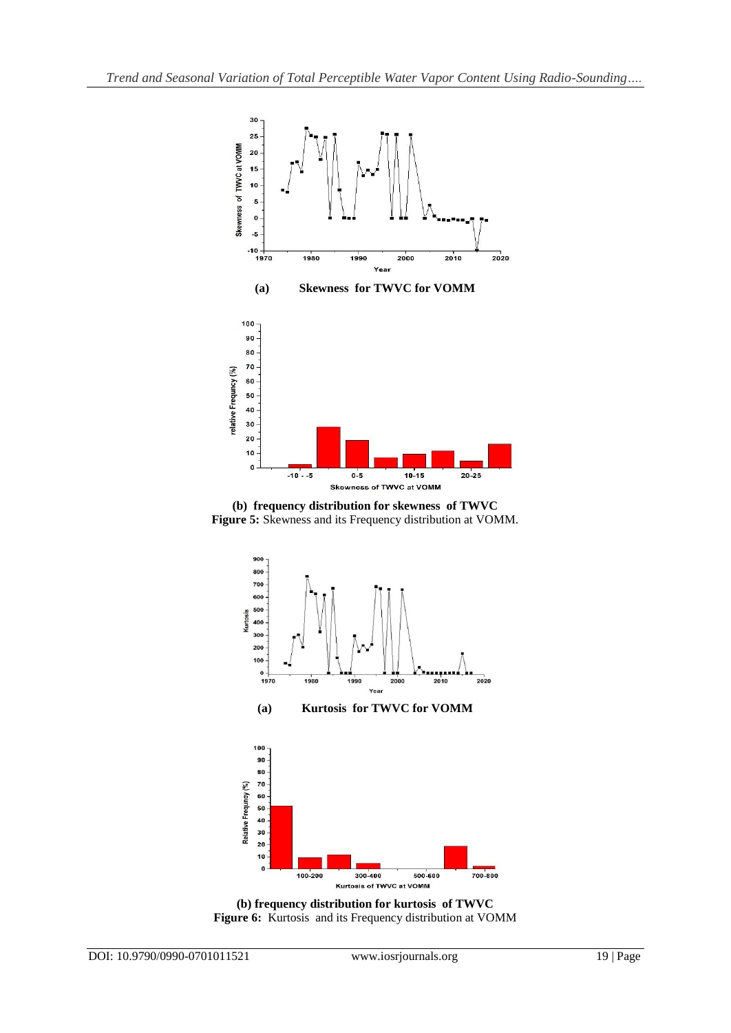**(a) Skewness for TWVC for VOMM**

**(b) frequency distribution for skewness of TWVC**

**Figure 5:** Skewness and its Frequency distribution at VOMM.

**(a) Kurtosis for TWVC for VOMM**

**(b) frequency distribution for kurtosis of TWVC**

**Figure 6:** Kurtosis and its Frequency distribution at VOMM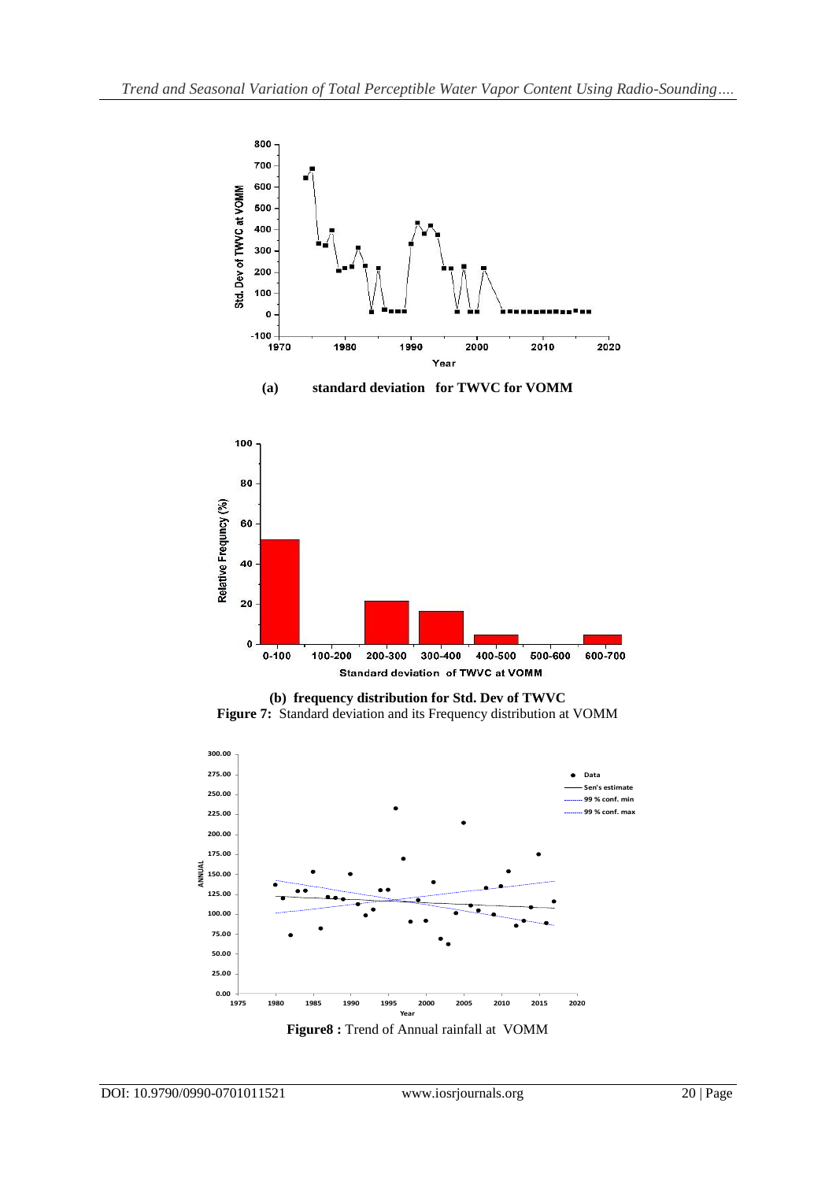**(a) standard deviation for TWVC for VOMM**

**(b) frequency distribution for Std. Dev of TWVC**

**Figure 7:** Standard deviation and its Frequency distribution at VOMM

**Figure8 :** Trend of Annual rainfall at VOMM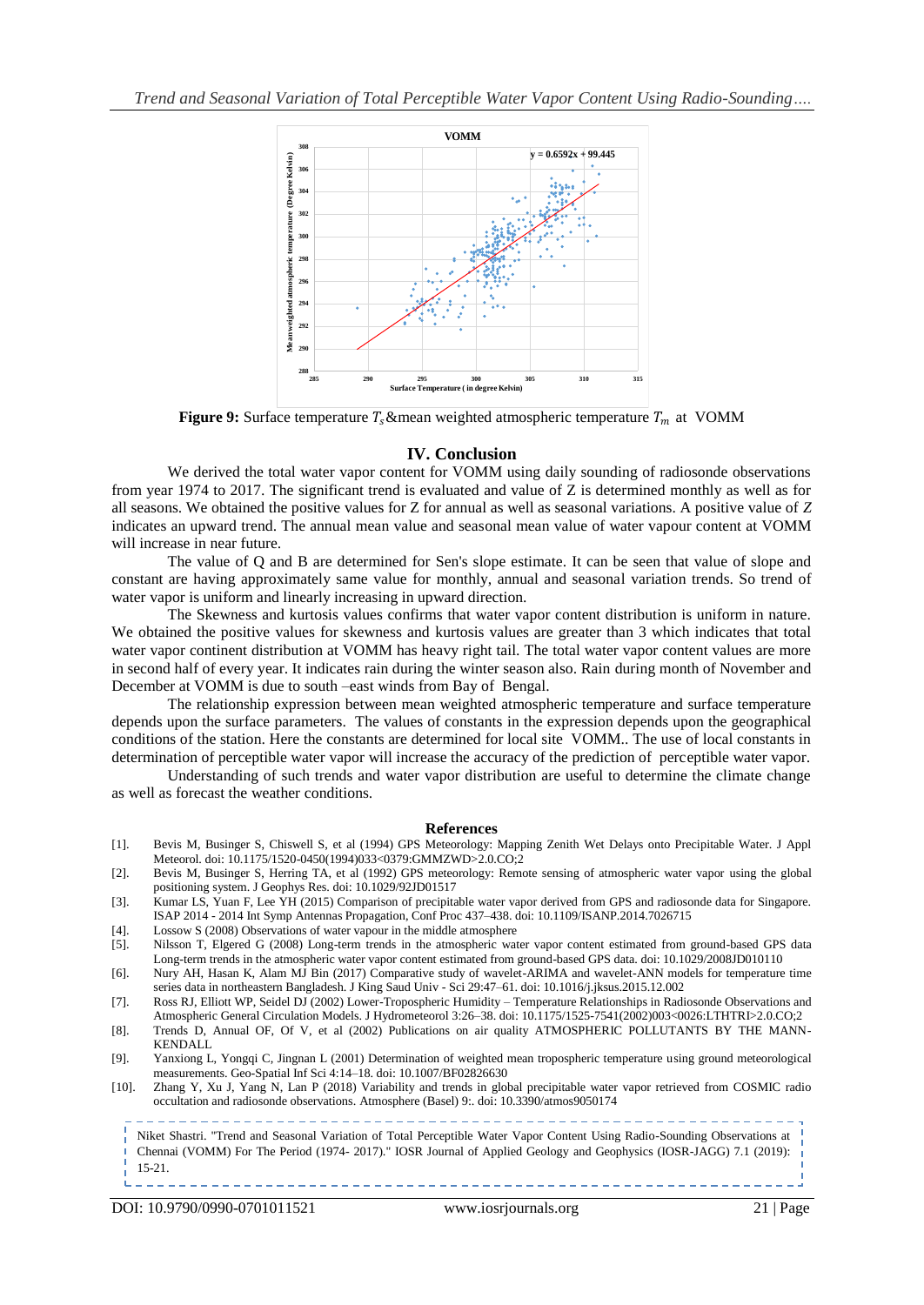VOMM

y = 0.6592x + 99.445

Meanweighted atmospheric temperature (Degree Kelvin)

308
306
304
302
300
298
296
294
292
290
288

285 290 295 300 305 310 315

Surface Temperature ( in degree Kelvin)

**Figure 9:** Surface temperature $T_s$ &mean weighted atmospheric temperature $T_m$ at VOMM

## IV. Conclusion

We derived the total water vapor content for VOMM using daily sounding of radiosonde observations from year 1974 to 2017. The significant trend is evaluated and value of Z is determined monthly as well as for all seasons. We obtained the positive values for Z for annual as well as seasonal variations. A positive value of *Z* indicates an upward trend. The annual mean value and seasonal mean value of water vapour content at VOMM will increase in near future.

The value of Q and B are determined for Sen's slope estimate. It can be seen that value of slope and constant are having approximately same value for monthly, annual and seasonal variation trends. So trend of water vapor is uniform and linearly increasing in upward direction.

The Skewness and kurtosis values confirms that water vapor content distribution is uniform in nature. We obtained the positive values for skewness and kurtosis values are greater than 3 which indicates that total water vapor continent distribution at VOMM has heavy right tail. The total water vapor content values are more in second half of every year. It indicates rain during the winter season also. Rain during month of November and December at VOMM is due to south –east winds from Bay of Bengal.

The relationship expression between mean weighted atmospheric temperature and surface temperature depends upon the surface parameters. The values of constants in the expression depends upon the geographical conditions of the station. Here the constants are determined for local site VOMM.. The use of local constants in determination of perceptible water vapor will increase the accuracy of the prediction of perceptible water vapor.

Understanding of such trends and water vapor distribution are useful to determine the climate change as well as forecast the weather conditions.

## References

[1]. Bevis M, Businger S, Chiswell S, et al (1994) GPS Meteorology: Mapping Zenith Wet Delays onto Precipitable Water. J Appl Meteorol. doi: 10.1175/1520-0450(1994)033<0379:GMMZWD>2.0.CO;2

[2]. Bevis M, Businger S, Herring TA, et al (1992) GPS meteorology: Remote sensing of atmospheric water vapor using the global positioning system. J Geophys Res. doi: 10.1029/92JD01517

[3]. Kumar LS, Yuan F, Lee YH (2015) Comparison of precipitable water vapor derived from GPS and radiosonde data for Singapore. ISAP 2014 - 2014 Int Symp Antennas Propagation, Conf Proc 437–438. doi: 10.1109/ISANP.2014.7026715

[4]. Lossow S (2008) Observations of water vapour in the middle atmosphere

[5]. Nilsson T, Elgered G (2008) Long-term trends in the atmospheric water vapor content estimated from ground-based GPS data Long-term trends in the atmospheric water vapor content estimated from ground-based GPS data. doi: 10.1029/2008JD010110

[6]. Nury AH, Hasan K, Alam MJ Bin (2017) Comparative study of wavelet-ARIMA and wavelet-ANN models for temperature time series data in northeastern Bangladesh. J King Saud Univ - Sci 29:47–61. doi: 10.1016/j.jksus.2015.12.002

[7]. Ross RJ, Elliott WP, Seidel DJ (2002) Lower-Tropospheric Humidity – Temperature Relationships in Radiosonde Observations and Atmospheric General Circulation Models. J Hydrometeorol 3:26–38. doi: 10.1175/1525-7541(2002)003<0026:LTHTRI>2.0.CO;2

[8]. Trends D, Annual OF, Of V, et al (2002) Publications on air quality ATMOSPHERIC POLLUTANTS BY THE MANN-KENDALL

[9]. Yanxiong L, Yongqi C, Jingnan L (2001) Determination of weighted mean tropospheric temperature using ground meteorological measurements. Geo-Spatial Inf Sci 4:14–18. doi: 10.1007/BF02826630

[10]. Zhang Y, Xu J, Yang N, Lan P (2018) Variability and trends in global precipitable water vapor retrieved from COSMIC radio occultation and radiosonde observations. Atmosphere (Basel) 9:. doi: 10.3390/atmos9050174

Niket Shastri. "Trend and Seasonal Variation of Total Perceptible Water Vapor Content Using Radio-Sounding Observations at Chennai (VOMM) For The Period (1974- 2017)." IOSR Journal of Applied Geology and Geophysics (IOSR-JAGG) 7.1 (2019): 15-21.